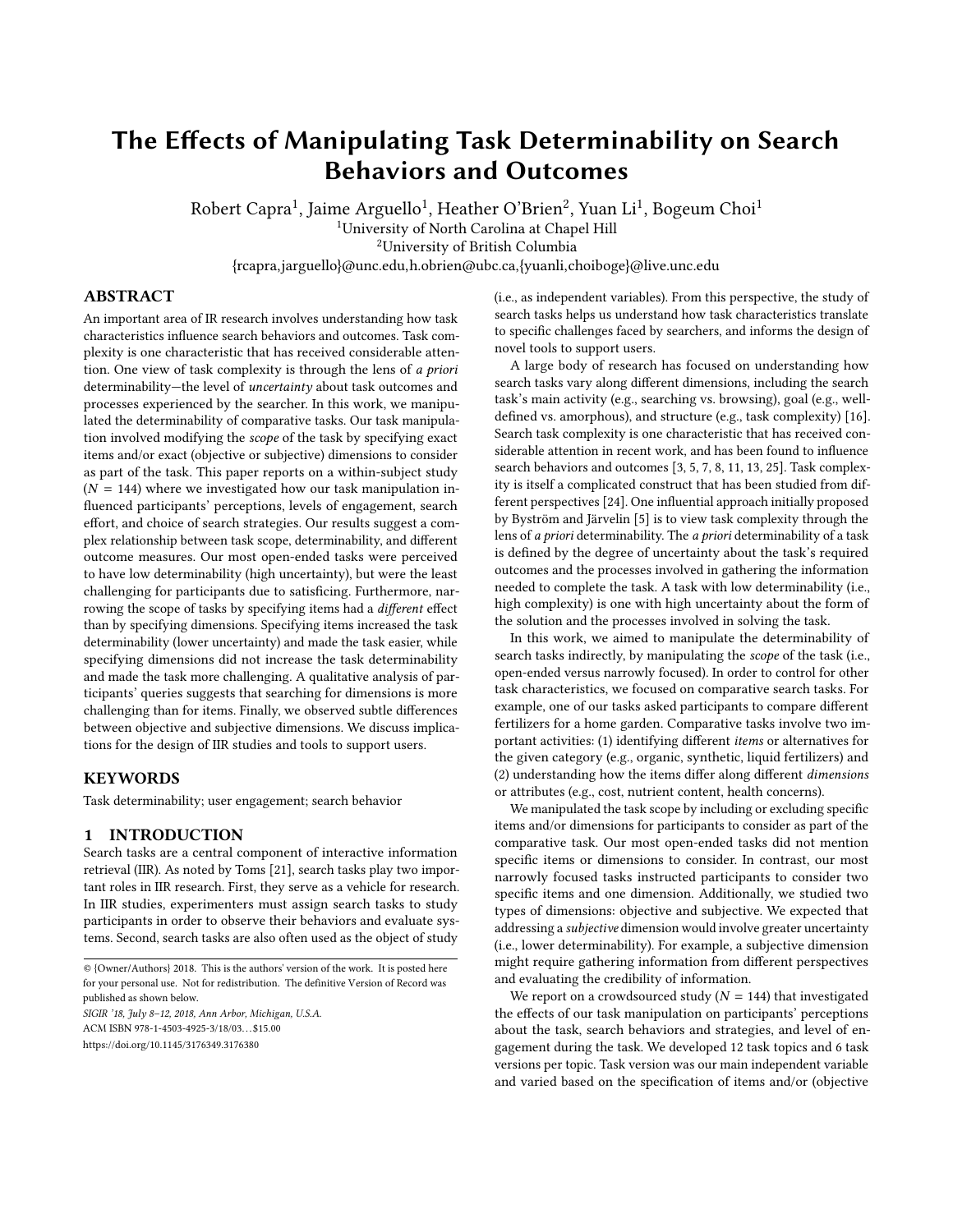# The Effects of Manipulating Task Determinability on Search Behaviors and Outcomes

Robert Capra[1], Jaime Arguello[1], Heather O'Brien[2], Yuan Li[1], Bogeum Choi[1]

[1]University of North Carolina at Chapel Hill

[2]University of British Columbia

{rcapra,jarguello}@unc.edu,h.obrien@ubc.ca,{yuanli,choiboge}@live.unc.edu

## ABSTRACT

An important area of IR research involves understanding how task characteristics influence search behaviors and outcomes. Task complexity is one characteristic that has received considerable attention. One view of task complexity is through the lens of *a priori* determinability—the level of *uncertainty* about task outcomes and processes experienced by the searcher. In this work, we manipulated the determinability of comparative tasks. Our task manipulation involved modifying the *scope* of the task by specifying exact items and/or exact (objective or subjective) dimensions to consider as part of the task. This paper reports on a within-subject study ($N = 144$) where we investigated how our task manipulation influenced participants' perceptions, levels of engagement, search effort, and choice of search strategies. Our results suggest a complex relationship between task scope, determinability, and different outcome measures. Our most open-ended tasks were perceived to have low determinability (high uncertainty), but were the least challenging for participants due to satisficing. Furthermore, narrowing the scope of tasks by specifying items had a *different* effect than by specifying dimensions. Specifying items increased the task determinability (lower uncertainty) and made the task easier, while specifying dimensions did not increase the task determinability and made the task more challenging. A qualitative analysis of participants' queries suggests that searching for dimensions is more challenging than for items. Finally, we observed subtle differences between objective and subjective dimensions. We discuss implications for the design of IIR studies and tools to support users.

## KEYWORDS

Task determinability; user engagement; search behavior

## 1 INTRODUCTION

Search tasks are a central component of interactive information retrieval (IIR). As noted by Toms [21], search tasks play two important roles in IIR research. First, they serve as a vehicle for research. In IIR studies, experimenters must assign search tasks to study participants in order to observe their behaviors and evaluate systems. Second, search tasks are also often used as the object of study (i.e., as independent variables). From this perspective, the study of search tasks helps us understand how task characteristics translate to specific challenges faced by searchers, and informs the design of novel tools to support users.

A large body of research has focused on understanding how search tasks vary along different dimensions, including the search task's main activity (e.g., searching vs. browsing), goal (e.g., well-defined vs. amorphous), and structure (e.g., task complexity) [16]. Search task complexity is one characteristic that has received considerable attention in recent work, and has been found to influence search behaviors and outcomes [3, 5, 7, 8, 11, 13, 25]. Task complexity is itself a complicated construct that has been studied from different perspectives [24]. One influential approach initially proposed by Byström and Järvelin [5] is to view task complexity through the lens of *a priori* determinability. The *a priori* determinability of a task is defined by the degree of uncertainty about the task's required outcomes and the processes involved in gathering the information needed to complete the task. A task with low determinability (i.e., high complexity) is one with high uncertainty about the form of the solution and the processes involved in solving the task.

In this work, we aimed to manipulate the determinability of search tasks indirectly, by manipulating the *scope* of the task (i.e., open-ended versus narrowly focused). In order to control for other task characteristics, we focused on comparative search tasks. For example, one of our tasks asked participants to compare different fertilizers for a home garden. Comparative tasks involve two important activities: (1) identifying different *items* or alternatives for the given category (e.g., organic, synthetic, liquid fertilizers) and (2) understanding how the items differ along different *dimensions* or attributes (e.g., cost, nutrient content, health concerns).

We manipulated the task scope by including or excluding specific items and/or dimensions for participants to consider as part of the comparative task. Our most open-ended tasks did not mention specific items or dimensions to consider. In contrast, our most narrowly focused tasks instructed participants to consider two specific items and one dimension. Additionally, we studied two types of dimensions: objective and subjective. We expected that addressing a *subjective* dimension would involve greater uncertainty (i.e., lower determinability). For example, a subjective dimension might require gathering information from different perspectives and evaluating the credibility of information.

We report on a crowdsourced study ($N = 144$) that investigated the effects of our task manipulation on participants' perceptions about the task, search behaviors and strategies, and level of engagement during the task. We developed 12 task topics and 6 task versions per topic. Task version was our main independent variable and varied based on the specification of items and/or (objective

© {Owner/Authors} 2018. This is the authors' version of the work. It is posted here for your personal use. Not for redistribution. The definitive Version of Record was published as shown below.

*SIGIR '18, July 8–12, 2018, Ann Arbor, Michigan, U.S.A.*

ACM ISBN 978-1-4503-4925-3/18/03…$15.00

https://doi.org/10.1145/3176349.3176380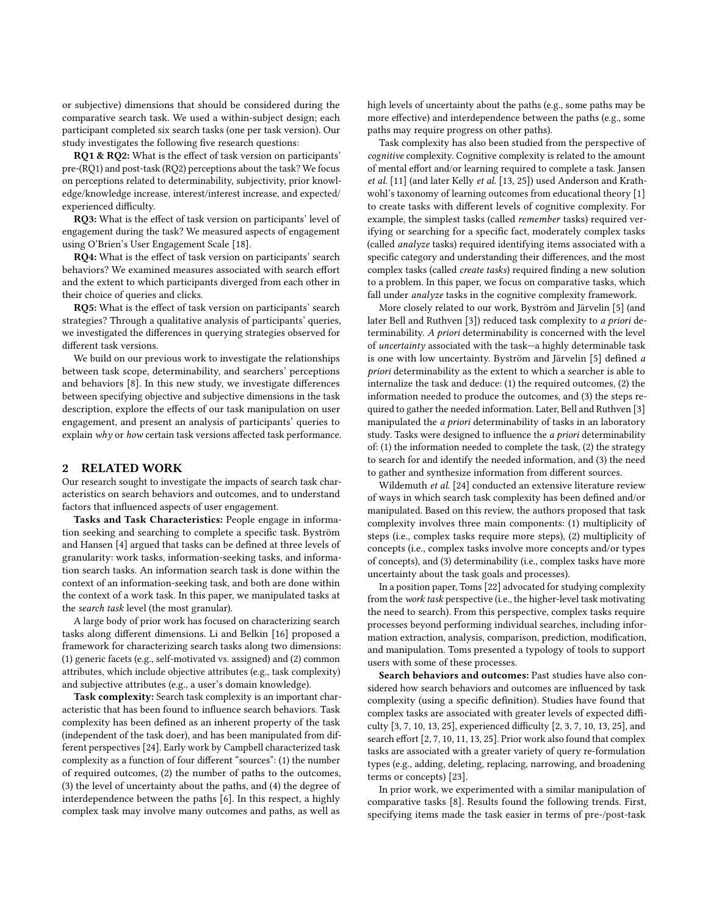or subjective) dimensions that should be considered during the comparative search task. We used a within-subject design; each participant completed six search tasks (one per task version). Our study investigates the following five research questions:

**RQ1 & RQ2:** What is the effect of task version on participants' pre-(RQ1) and post-task (RQ2) perceptions about the task? We focus on perceptions related to determinability, subjectivity, prior knowledge/knowledge increase, interest/interest increase, and expected/experienced difficulty.

**RQ3:** What is the effect of task version on participants' level of engagement during the task? We measured aspects of engagement using O'Brien's User Engagement Scale [18].

**RQ4:** What is the effect of task version on participants' search behaviors? We examined measures associated with search effort and the extent to which participants diverged from each other in their choice of queries and clicks.

**RQ5:** What is the effect of task version on participants' search strategies? Through a qualitative analysis of participants' queries, we investigated the differences in querying strategies observed for different task versions.

We build on our previous work to investigate the relationships between task scope, determinability, and searchers' perceptions and behaviors [8]. In this new study, we investigate differences between specifying objective and subjective dimensions in the task description, explore the effects of our task manipulation on user engagement, and present an analysis of participants' queries to explain *why* or *how* certain task versions affected task performance.

## 2 RELATED WORK

Our research sought to investigate the impacts of search task characteristics on search behaviors and outcomes, and to understand factors that influenced aspects of user engagement.

**Tasks and Task Characteristics:** People engage in information seeking and searching to complete a specific task. Byström and Hansen [4] argued that tasks can be defined at three levels of granularity: work tasks, information-seeking tasks, and information search tasks. An information search task is done within the context of an information-seeking task, and both are done within the context of a work task. In this paper, we manipulated tasks at the *search task* level (the most granular).

A large body of prior work has focused on characterizing search tasks along different dimensions. Li and Belkin [16] proposed a framework for characterizing search tasks along two dimensions: (1) generic facets (e.g., self-motivated vs. assigned) and (2) common attributes, which include objective attributes (e.g., task complexity) and subjective attributes (e.g., a user's domain knowledge).

**Task complexity:** Search task complexity is an important characteristic that has been found to influence search behaviors. Task complexity has been defined as an inherent property of the task (independent of the task doer), and has been manipulated from different perspectives [24]. Early work by Campbell characterized task complexity as a function of four different "sources": (1) the number of required outcomes, (2) the number of paths to the outcomes, (3) the level of uncertainty about the paths, and (4) the degree of interdependence between the paths [6]. In this respect, a highly complex task may involve many outcomes and paths, as well as high levels of uncertainty about the paths (e.g., some paths may be more effective) and interdependence between the paths (e.g., some paths may require progress on other paths).

Task complexity has also been studied from the perspective of *cognitive* complexity. Cognitive complexity is related to the amount of mental effort and/or learning required to complete a task. Jansen *et al.* [11] (and later Kelly *et al.* [13, 25]) used Anderson and Krathwohl's taxonomy of learning outcomes from educational theory [1] to create tasks with different levels of cognitive complexity. For example, the simplest tasks (called *remember* tasks) required verifying or searching for a specific fact, moderately complex tasks (called *analyze* tasks) required identifying items associated with a specific category and understanding their differences, and the most complex tasks (called *create tasks*) required finding a new solution to a problem. In this paper, we focus on comparative tasks, which fall under *analyze* tasks in the cognitive complexity framework.

More closely related to our work, Byström and Järvelin [5] (and later Bell and Ruthven [3]) reduced task complexity to *a priori* determinability. *A priori* determinability is concerned with the level of *uncertainty* associated with the task—a highly determinable task is one with low uncertainty. Byström and Järvelin [5] defined *a priori* determinability as the extent to which a searcher is able to internalize the task and deduce: (1) the required outcomes, (2) the information needed to produce the outcomes, and (3) the steps required to gather the needed information. Later, Bell and Ruthven [3] manipulated the *a priori* determinability of tasks in an laboratory study. Tasks were designed to influence the *a priori* determinability of: (1) the information needed to complete the task, (2) the strategy to search for and identify the needed information, and (3) the need to gather and synthesize information from different sources.

Wildemuth *et al.* [24] conducted an extensive literature review of ways in which search task complexity has been defined and/or manipulated. Based on this review, the authors proposed that task complexity involves three main components: (1) multiplicity of steps (i.e., complex tasks require more steps), (2) multiplicity of concepts (i.e., complex tasks involve more concepts and/or types of concepts), and (3) determinability (i.e., complex tasks have more uncertainty about the task goals and processes).

In a position paper, Toms [22] advocated for studying complexity from the *work task* perspective (i.e., the higher-level task motivating the need to search). From this perspective, complex tasks require processes beyond performing individual searches, including information extraction, analysis, comparison, prediction, modification, and manipulation. Toms presented a typology of tools to support users with some of these processes.

**Search behaviors and outcomes:** Past studies have also considered how search behaviors and outcomes are influenced by task complexity (using a specific definition). Studies have found that complex tasks are associated with greater levels of expected difficulty [3, 7, 10, 13, 25], experienced difficulty [2, 3, 7, 10, 13, 25], and search effort [2, 7, 10, 11, 13, 25]. Prior work also found that complex tasks are associated with a greater variety of query re-formulation types (e.g., adding, deleting, replacing, narrowing, and broadening terms or concepts) [23].

In prior work, we experimented with a similar manipulation of comparative tasks [8]. Results found the following trends. First, specifying items made the task easier in terms of pre-/post-task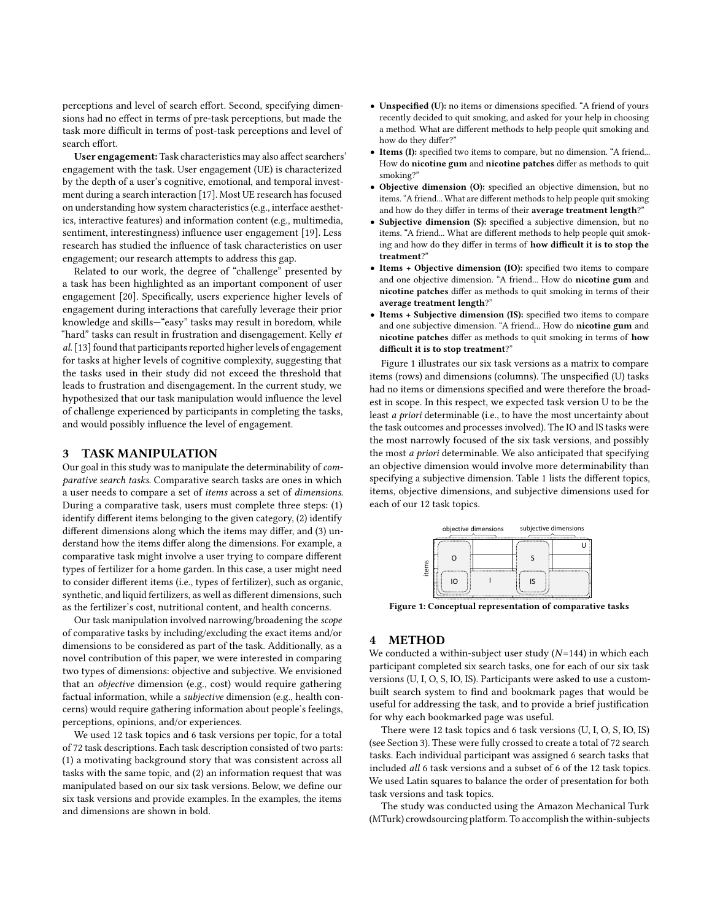perceptions and level of search effort. Second, specifying dimensions had no effect in terms of pre-task perceptions, but made the task more difficult in terms of post-task perceptions and level of search effort.

**User engagement:** Task characteristics may also affect searchers' engagement with the task. User engagement (UE) is characterized by the depth of a user's cognitive, emotional, and temporal investment during a search interaction [17]. Most UE research has focused on understanding how system characteristics (e.g., interface aesthetics, interactive features) and information content (e.g., multimedia, sentiment, interestingness) influence user engagement [19]. Less research has studied the influence of task characteristics on user engagement; our research attempts to address this gap.

Related to our work, the degree of "challenge" presented by a task has been highlighted as an important component of user engagement [20]. Specifically, users experience higher levels of engagement during interactions that carefully leverage their prior knowledge and skills—"easy" tasks may result in boredom, while "hard" tasks can result in frustration and disengagement. Kelly *et al.* [13] found that participants reported higher levels of engagement for tasks at higher levels of cognitive complexity, suggesting that the tasks used in their study did not exceed the threshold that leads to frustration and disengagement. In the current study, we hypothesized that our task manipulation would influence the level of challenge experienced by participants in completing the tasks, and would possibly influence the level of engagement.

## 3 TASK MANIPULATION

Our goal in this study was to manipulate the determinability of *comparative search tasks*. Comparative search tasks are ones in which a user needs to compare a set of *items* across a set of *dimensions*. During a comparative task, users must complete three steps: (1) identify different items belonging to the given category, (2) identify different dimensions along which the items may differ, and (3) understand how the items differ along the dimensions. For example, a comparative task might involve a user trying to compare different types of fertilizer for a home garden. In this case, a user might need to consider different items (i.e., types of fertilizer), such as organic, synthetic, and liquid fertilizers, as well as different dimensions, such as the fertilizer's cost, nutritional content, and health concerns.

Our task manipulation involved narrowing/broadening the *scope* of comparative tasks by including/excluding the exact items and/or dimensions to be considered as part of the task. Additionally, as a novel contribution of this paper, we were interested in comparing two types of dimensions: objective and subjective. We envisioned that an *objective* dimension (e.g., cost) would require gathering factual information, while a *subjective* dimension (e.g., health concerns) would require gathering information about people's feelings, perceptions, opinions, and/or experiences.

We used 12 task topics and 6 task versions per topic, for a total of 72 task descriptions. Each task description consisted of two parts: (1) a motivating background story that was consistent across all tasks with the same topic, and (2) an information request that was manipulated based on our six task versions. Below, we define our six task versions and provide examples. In the examples, the items and dimensions are shown in bold.

- **Unspecified (U):** no items or dimensions specified. "A friend of yours recently decided to quit smoking, and asked for your help in choosing a method. What are different methods to help people quit smoking and how do they differ?"
- **Items (I):** specified two items to compare, but no dimension. "A friend... How do **nicotine gum** and **nicotine patches** differ as methods to quit smoking?"
- **Objective dimension (O):** specified an objective dimension, but no items. "A friend... What are different methods to help people quit smoking and how do they differ in terms of their **average treatment length**?"
- **Subjective dimension (S):** specified a subjective dimension, but no items. "A friend... What are different methods to help people quit smoking and how do they differ in terms of **how difficult it is to stop the treatment**?"
- **Items + Objective dimension (IO):** specified two items to compare and one objective dimension. "A friend... How do **nicotine gum** and **nicotine patches** differ as methods to quit smoking in terms of their **average treatment length**?"
- **Items + Subjective dimension (IS):** specified two items to compare and one subjective dimension. "A friend... How do **nicotine gum** and **nicotine patches** differ as methods to quit smoking in terms of **how difficult it is to stop treatment**?"

Figure 1 illustrates our six task versions as a matrix to compare items (rows) and dimensions (columns). The unspecified (U) tasks had no items or dimensions specified and were therefore the broadest in scope. In this respect, we expected task version U to be the least *a priori* determinable (i.e., to have the most uncertainty about the task outcomes and processes involved). The IO and IS tasks were the most narrowly focused of the six task versions, and possibly the most *a priori* determinable. We also anticipated that specifying an objective dimension would involve more determinability than specifying a subjective dimension. Table 1 lists the different topics, items, objective dimensions, and subjective dimensions used for each of our 12 task topics.

**Figure 1: Conceptual representation of comparative tasks**

## 4 METHOD

We conducted a within-subject user study ($N$=144) in which each participant completed six search tasks, one for each of our six task versions (U, I, O, S, IO, IS). Participants were asked to use a custom-built search system to find and bookmark pages that would be useful for addressing the task, and to provide a brief justification for why each bookmarked page was useful.

There were 12 task topics and 6 task versions (U, I, O, S, IO, IS) (see Section 3). These were fully crossed to create a total of 72 search tasks. Each individual participant was assigned 6 search tasks that included *all* 6 task versions and a subset of 6 of the 12 task topics. We used Latin squares to balance the order of presentation for both task versions and task topics.

The study was conducted using the Amazon Mechanical Turk (MTurk) crowdsourcing platform. To accomplish the within-subjects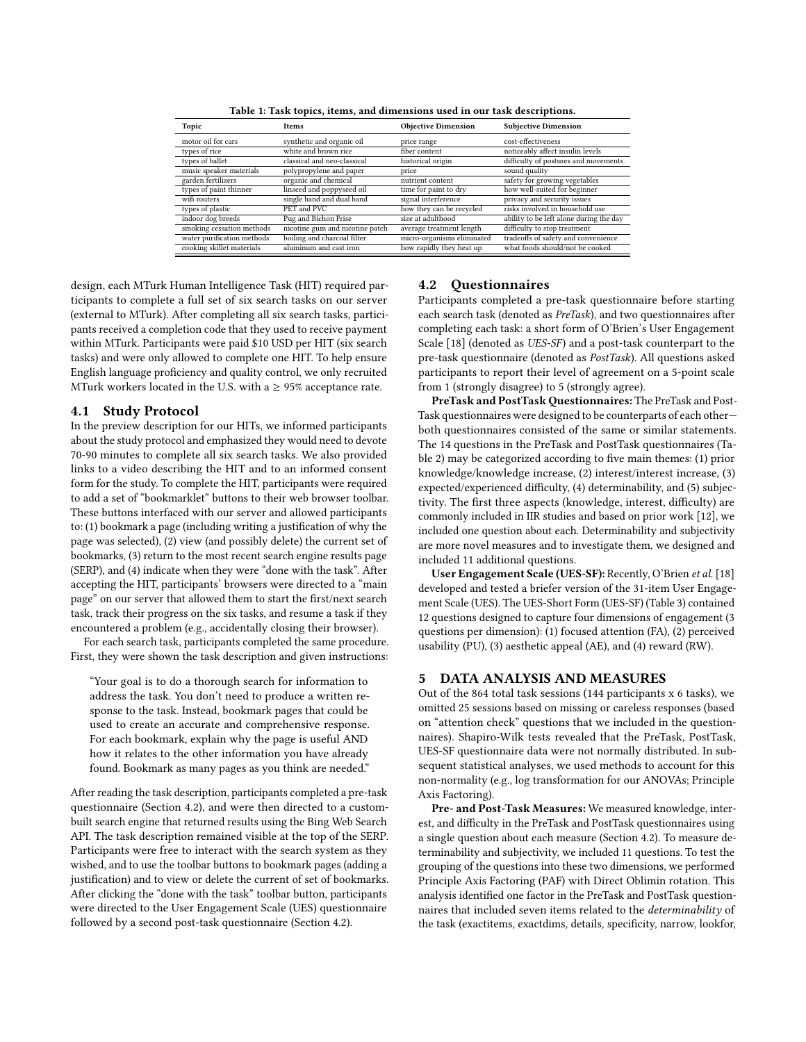Table 1: Task topics, items, and dimensions used in our task descriptions.

| Topic | Items | Objective Dimension | Subjective Dimension |
|---|---|---|---|
| motor oil for cars | synthetic and organic oil | price range | cost-effectiveness |
| types of rice | white and brown rice | fiber content | noticeably affect insulin levels |
| types of ballet | classical and neo-classical | historical origin | difficulty of postures and movements |
| music speaker materials | polypropylene and paper | price | sound quality |
| garden fertilizers | organic and chemical | nutrient content | safety for growing vegetables |
| types of paint thinner | linseed and poppyseed oil | time for paint to dry | how well-suited for beginner |
| wifi routers | single band and dual band | signal interference | privacy and security issues |
| types of plastic | PET and PVC | how they can be recycled | risks involved in household use |
| indoor dog breeds | Pug and Bichon Frise | size at adulthood | ability to be left alone during the day |
| smoking cessation methods | nicotine gum and nicotine patch | average treatment length | difficulty to stop treatment |
| water purification methods | boiling and charcoal filter | micro-organisms eliminated | tradeoffs of safety and convenience |
| cooking skillet materials | aluminum and cast iron | how rapidly they heat up | what foods should/not be cooked |

design, each MTurk Human Intelligence Task (HIT) required participants to complete a full set of six search tasks on our server (external to MTurk). After completing all six search tasks, participants received a completion code that they used to receive payment within MTurk. Participants were paid $10 USD per HIT (six search tasks) and were only allowed to complete one HIT. To help ensure English language proficiency and quality control, we only recruited MTurk workers located in the U.S. with a $\geq$ 95% acceptance rate.

## 4.1 Study Protocol

In the preview description for our HITs, we informed participants about the study protocol and emphasized they would need to devote 70-90 minutes to complete all six search tasks. We also provided links to a video describing the HIT and to an informed consent form for the study. To complete the HIT, participants were required to add a set of "bookmarklet" buttons to their web browser toolbar. These buttons interfaced with our server and allowed participants to: (1) bookmark a page (including writing a justification of why the page was selected), (2) view (and possibly delete) the current set of bookmarks, (3) return to the most recent search engine results page (SERP), and (4) indicate when they were "done with the task". After accepting the HIT, participants' browsers were directed to a "main page" on our server that allowed them to start the first/next search task, track their progress on the six tasks, and resume a task if they encountered a problem (e.g., accidentally closing their browser).

For each search task, participants completed the same procedure. First, they were shown the task description and given instructions:

> "Your goal is to do a thorough search for information to address the task. You don't need to produce a written response to the task. Instead, bookmark pages that could be used to create an accurate and comprehensive response. For each bookmark, explain why the page is useful AND how it relates to the other information you have already found. Bookmark as many pages as you think are needed."

After reading the task description, participants completed a pre-task questionnaire (Section 4.2), and were then directed to a custom-built search engine that returned results using the Bing Web Search API. The task description remained visible at the top of the SERP. Participants were free to interact with the search system as they wished, and to use the toolbar buttons to bookmark pages (adding a justification) and to view or delete the current of set of bookmarks. After clicking the "done with the task" toolbar button, participants were directed to the User Engagement Scale (UES) questionnaire followed by a second post-task questionnaire (Section 4.2).

## 4.2 Questionnaires

Participants completed a pre-task questionnaire before starting each search task (denoted as *PreTask*), and two questionnaires after completing each task: a short form of O'Brien's User Engagement Scale [18] (denoted as *UES-SF*) and a post-task counterpart to the pre-task questionnaire (denoted as *PostTask*). All questions asked participants to report their level of agreement on a 5-point scale from 1 (strongly disagree) to 5 (strongly agree).

**PreTask and PostTask Questionnaires:** The PreTask and PostTask questionnaires were designed to be counterparts of each other—both questionnaires consisted of the same or similar statements. The 14 questions in the PreTask and PostTask questionnaires (Table 2) may be categorized according to five main themes: (1) prior knowledge/knowledge increase, (2) interest/interest increase, (3) expected/experienced difficulty, (4) determinability, and (5) subjectivity. The first three aspects (knowledge, interest, difficulty) are commonly included in IIR studies and based on prior work [12], we included one question about each. Determinability and subjectivity are more novel measures and to investigate them, we designed and included 11 additional questions.

**User Engagement Scale (UES-SF):** Recently, O'Brien *et al.* [18] developed and tested a briefer version of the 31-item User Engagement Scale (UES). The UES-Short Form (UES-SF) (Table 3) contained 12 questions designed to capture four dimensions of engagement (3 questions per dimension): (1) focused attention (FA), (2) perceived usability (PU), (3) aesthetic appeal (AE), and (4) reward (RW).

# 5 DATA ANALYSIS AND MEASURES

Out of the 864 total task sessions (144 participants x 6 tasks), we omitted 25 sessions based on missing or careless responses (based on "attention check" questions that we included in the questionnaires). Shapiro-Wilk tests revealed that the PreTask, PostTask, UES-SF questionnaire data were not normally distributed. In subsequent statistical analyses, we used methods to account for this non-normality (e.g., log transformation for our ANOVAs; Principle Axis Factoring).

**Pre- and Post-Task Measures:** We measured knowledge, interest, and difficulty in the PreTask and PostTask questionnaires using a single question about each measure (Section 4.2). To measure determinability and subjectivity, we included 11 questions. To test the grouping of the questions into these two dimensions, we performed Principle Axis Factoring (PAF) with Direct Oblimin rotation. This analysis identified one factor in the PreTask and PostTask questionnaires that included seven items related to the *determinability* of the task (exactitems, exactdims, details, specificity, narrow, lookfor,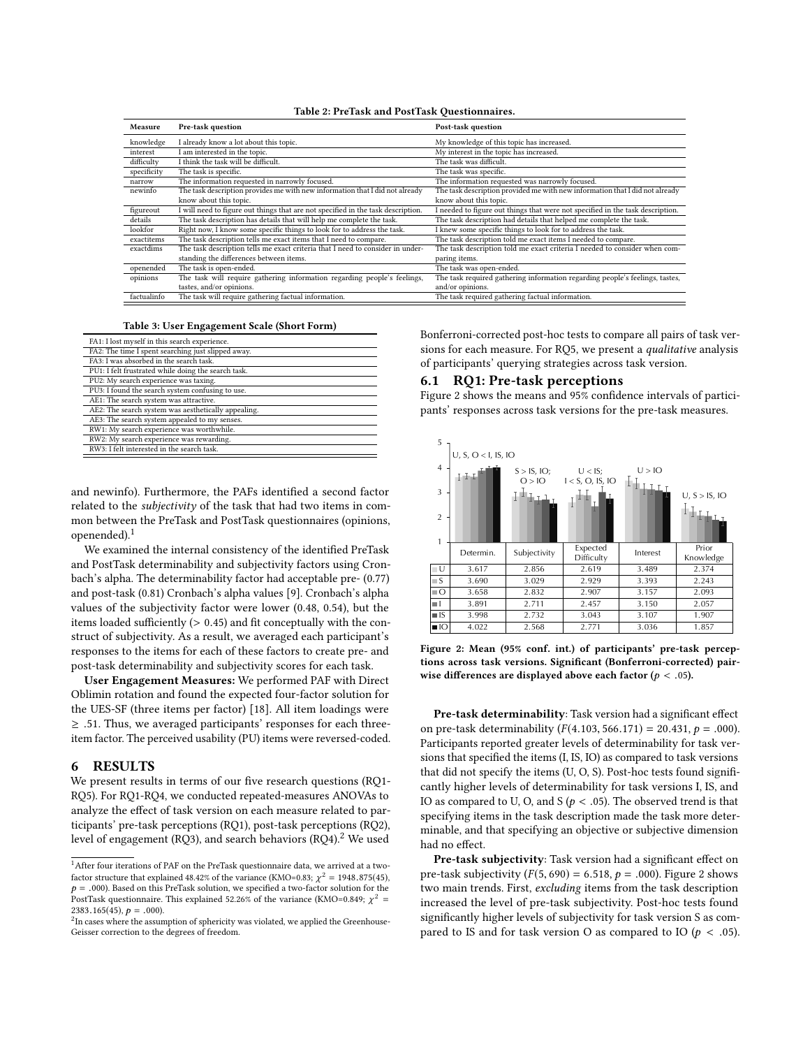**Table 2: PreTask and PostTask Questionnaires.**

| Measure | Pre-task question | Post-task question |
|---|---|---|
| knowledge | I already know a lot about this topic. | My knowledge of this topic has increased. |
| interest | I am interested in the topic. | My interest in the topic has increased. |
| difficulty | I think the task will be difficult. | The task was difficult. |
| specificity | The task is specific. | The task was specific. |
| narrow | The information requested in narrowly focused. | The information requested was narrowly focused. |
| newinfo | The task description provides me with new information that I did not already know about this topic. | The task description provided me with new information that I did not already know about this topic. |
| figureout | I will need to figure out things that are not specified in the task description. | I needed to figure out things that were not specified in the task description. |
| details | The task description has details that will help me complete the task. | The task description had details that helped me complete the task. |
| lookfor | Right now, I know some specific things to look for to address the task. | I knew some specific things to look for to address the task. |
| exactitems | The task description tells me exact items that I need to compare. | The task description told me exact items I needed to compare. |
| exactdims | The task description tells me exact criteria that I need to consider in understanding the differences between items. | The task description told me exact criteria I needed to consider when comparing items. |
| openended | The task is open-ended. | The task was open-ended. |
| opinions | The task will require gathering information regarding people's feelings, tastes, and/or opinions. | The task required gathering information regarding people's feelings, tastes, and/or opinions. |
| factualinfo | The task will require gathering factual information. | The task required gathering factual information. |

**Table 3: User Engagement Scale (Short Form)**

| |
|---|
| FA1: I lost myself in this search experience. |
| FA2: The time I spent searching just slipped away. |
| FA3: I was absorbed in the search task. |
| PU1: I felt frustrated while doing the search task. |
| PU2: My search experience was taxing. |
| PU3: I found the search system confusing to use. |
| AE1: The search system was attractive. |
| AE2: The search system was aesthetically appealing. |
| AE3: The search system appealed to my senses. |
| RW1: My search experience was worthwhile. |
| RW2: My search experience was rewarding. |
| RW3: I felt interested in the search task. |

and newinfo). Furthermore, the PAFs identified a second factor related to the *subjectivity* of the task that had two items in common between the PreTask and PostTask questionnaires (opinions, openended).[1]

We examined the internal consistency of the identified PreTask and PostTask determinability and subjectivity factors using Cronbach's alpha. The determinability factor had acceptable pre- (0.77) and post-task (0.81) Cronbach's alpha values [9]. Cronbach's alpha values of the subjectivity factor were lower (0.48, 0.54), but the items loaded sufficiently ($> 0.45$) and fit conceptually with the construct of subjectivity. As a result, we averaged each participant's responses to the items for each of these factors to create pre- and post-task determinability and subjectivity scores for each task.

**User Engagement Measures:** We performed PAF with Direct Oblimin rotation and found the expected four-factor solution for the UES-SF (three items per factor) [18]. All item loadings were $\geq .51$. Thus, we averaged participants' responses for each three-item factor. The perceived usability (PU) items were reversed-coded.

# 6 RESULTS

We present results in terms of our five research questions (RQ1-RQ5). For RQ1-RQ4, we conducted repeated-measures ANOVAs to analyze the effect of task version on each measure related to participants' pre-task perceptions (RQ1), post-task perceptions (RQ2), level of engagement (RQ3), and search behaviors (RQ4).[2] We used Bonferroni-corrected post-hoc tests to compare all pairs of task versions for each measure. For RQ5, we present a *qualitative* analysis of participants' querying strategies across task version.

## 6.1 RQ1: Pre-task perceptions

Figure 2 shows the means and 95% confidence intervals of participants' responses across task versions for the pre-task measures.

| | Determin. | Subjectivity | Expected Difficulty | Interest | Prior Knowledge |
|---|---|---|---|---|---|
| | U, S, O < I, IS, IO | S > IS, IO; O > IO | U < IS; I < S, O, IS, IO | U > IO | U, S > IS, IO |
| U | 3.617 | 2.856 | 2.619 | 3.489 | 2.374 |
| S | 3.690 | 3.029 | 2.929 | 3.393 | 2.243 |
| O | 3.658 | 2.832 | 2.907 | 3.157 | 2.093 |
| I | 3.891 | 2.711 | 2.457 | 3.150 | 2.057 |
| IS | 3.998 | 2.732 | 3.043 | 3.107 | 1.907 |
| IO | 4.022 | 2.568 | 2.771 | 3.036 | 1.857 |

Figure 2: Mean (95% conf. int.) of participants' pre-task perceptions across task versions. Significant (Bonferroni-corrected) pairwise differences are displayed above each factor ($p < .05$).

**Pre-task determinability**: Task version had a significant effect on pre-task determinability ($F(4.103, 566.171) = 20.431$, $p = .000$). Participants reported greater levels of determinability for task versions that specified the items (I, IS, IO) as compared to task versions that did not specify the items (U, O, S). Post-hoc tests found significantly higher levels of determinability for task versions I, IS, and IO as compared to U, O, and S ($p < .05$). The observed trend is that specifying items in the task description made the task more determinable, and that specifying an objective or subjective dimension had no effect.

**Pre-task subjectivity**: Task version had a significant effect on pre-task subjectivity ($F(5, 690) = 6.518$, $p = .000$). Figure 2 shows two main trends. First, *excluding* items from the task description increased the level of pre-task subjectivity. Post-hoc tests found significantly higher levels of subjectivity for task version S as compared to IS and for task version O as compared to IO ($p < .05$).

[1] After four iterations of PAF on the PreTask questionnaire data, we arrived at a two-factor structure that explained 48.42% of the variance (KMO=0.83; $\chi^2 = 1948.875(45)$, $p = .000$). Based on this PreTask solution, we specified a two-factor solution for the PostTask questionnaire. This explained 52.26% of the variance (KMO=0.849; $\chi^2 = 2383.165(45)$, $p = .000$).

[2] In cases where the assumption of sphericity was violated, we applied the Greenhouse-Geisser correction to the degrees of freedom.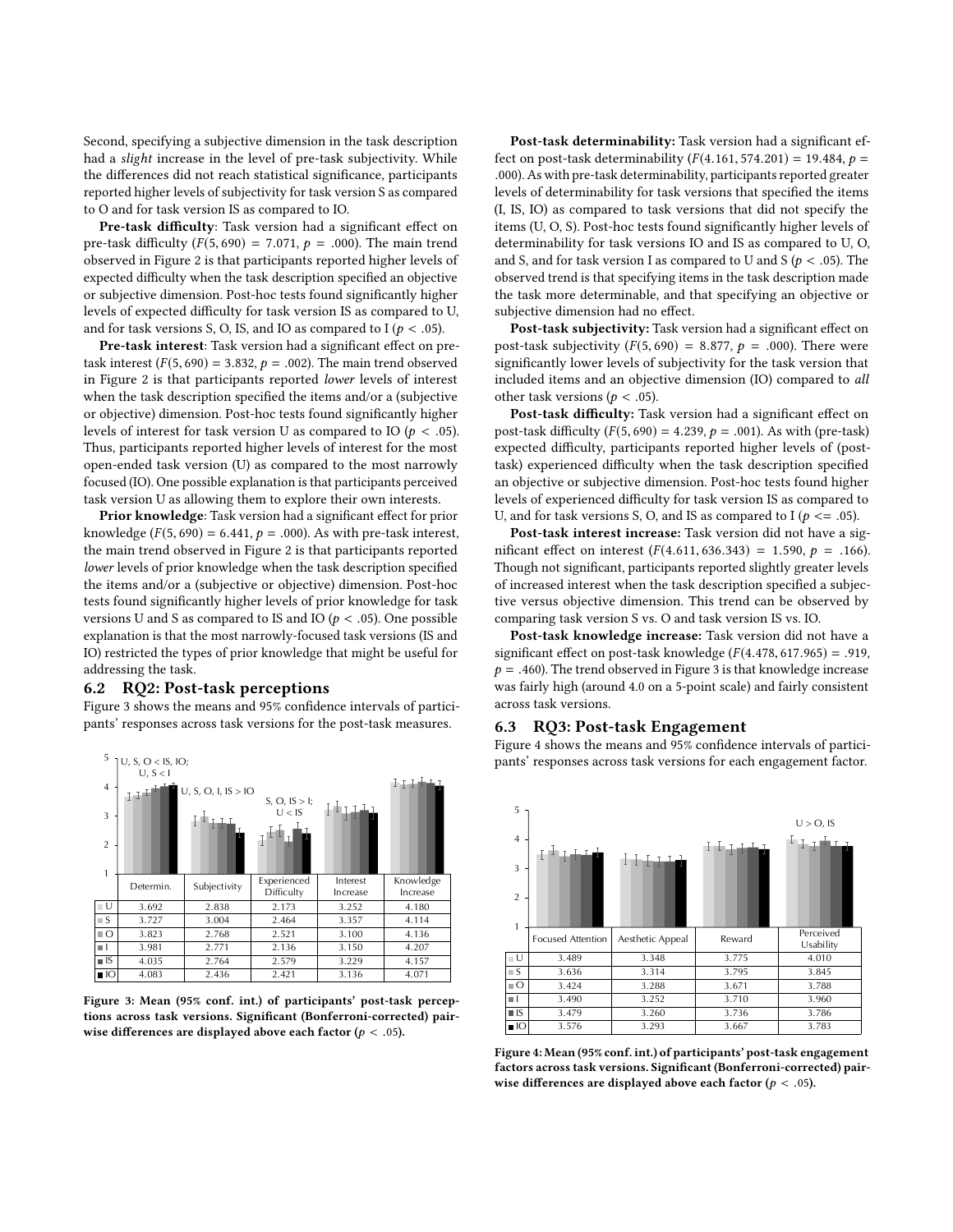Second, specifying a subjective dimension in the task description had a *slight* increase in the level of pre-task subjectivity. While the differences did not reach statistical significance, participants reported higher levels of subjectivity for task version S as compared to O and for task version IS as compared to IO.

**Pre-task difficulty**: Task version had a significant effect on pre-task difficulty ($F(5, 690) = 7.071$, $p = .000$). The main trend observed in Figure 2 is that participants reported higher levels of expected difficulty when the task description specified an objective or subjective dimension. Post-hoc tests found significantly higher levels of expected difficulty for task version IS as compared to U, and for task versions S, O, IS, and IO as compared to I ($p < .05$).

**Pre-task interest**: Task version had a significant effect on pre-task interest ($F(5, 690) = 3.832$, $p = .002$). The main trend observed in Figure 2 is that participants reported *lower* levels of interest when the task description specified the items and/or a (subjective or objective) dimension. Post-hoc tests found significantly higher levels of interest for task version U as compared to IO ($p < .05$). Thus, participants reported higher levels of interest for the most open-ended task version (U) as compared to the most narrowly focused (IO). One possible explanation is that participants perceived task version U as allowing them to explore their own interests.

**Prior knowledge**: Task version had a significant effect for prior knowledge ($F(5, 690) = 6.441$, $p = .000$). As with pre-task interest, the main trend observed in Figure 2 is that participants reported *lower* levels of prior knowledge when the task description specified the items and/or a (subjective or objective) dimension. Post-hoc tests found significantly higher levels of prior knowledge for task versions U and S as compared to IS and IO ($p < .05$). One possible explanation is that the most narrowly-focused task versions (IS and IO) restricted the types of prior knowledge that might be useful for addressing the task.

## 6.2 RQ2: Post-task perceptions

Figure 3 shows the means and 95% confidence intervals of participants' responses across task versions for the post-task measures.

Significant pairwise differences shown above factors: Determin.: U, S, O < IS, IO; U, S < I. Subjectivity: U, S, O, I, IS > IO. Experienced Difficulty: S, O, IS > I; U < IS.

| | Determin. | Subjectivity | Experienced Difficulty | Interest Increase | Knowledge Increase |
|---|---|---|---|---|---|
| U | 3.692 | 2.838 | 2.173 | 3.252 | 4.180 |
| S | 3.727 | 3.004 | 2.464 | 3.357 | 4.114 |
| O | 3.823 | 2.768 | 2.521 | 3.100 | 4.136 |
| I | 3.981 | 2.771 | 2.136 | 3.150 | 4.207 |
| IS | 4.035 | 2.764 | 2.579 | 3.229 | 4.157 |
| IO | 4.083 | 2.436 | 2.421 | 3.136 | 4.071 |

**Figure 3: Mean (95% conf. int.) of participants' post-task perceptions across task versions. Significant (Bonferroni-corrected) pairwise differences are displayed above each factor ($p < .05$).**

**Post-task determinability:** Task version had a significant effect on post-task determinability ($F(4.161, 574.201) = 19.484$, $p = .000$). As with pre-task determinability, participants reported greater levels of determinability for task versions that specified the items (I, IS, IO) as compared to task versions that did not specify the items (U, O, S). Post-hoc tests found significantly higher levels of determinability for task versions IO and IS as compared to U, O, and S, and for task version I as compared to U and S ($p < .05$). The observed trend is that specifying items in the task description made the task more determinable, and that specifying an objective or subjective dimension had no effect.

**Post-task subjectivity:** Task version had a significant effect on post-task subjectivity ($F(5, 690) = 8.877$, $p = .000$). There were significantly lower levels of subjectivity for the task version that included items and an objective dimension (IO) compared to *all* other task versions ($p < .05$).

**Post-task difficulty:** Task version had a significant effect on post-task difficulty ($F(5, 690) = 4.239$, $p = .001$). As with (pre-task) expected difficulty, participants reported higher levels of (post-task) experienced difficulty when the task description specified an objective or subjective dimension. Post-hoc tests found higher levels of experienced difficulty for task version IS as compared to U, and for task versions S, O, and IS as compared to I ($p <= .05$).

**Post-task interest increase:** Task version did not have a significant effect on interest ($F(4.611, 636.343) = 1.590$, $p = .166$). Though not significant, participants reported slightly greater levels of increased interest when the task description specified a subjective versus objective dimension. This trend can be observed by comparing task version S vs. O and task version IS vs. IO.

**Post-task knowledge increase:** Task version did not have a significant effect on post-task knowledge ($F(4.478, 617.965) = .919$, $p = .460$). The trend observed in Figure 3 is that knowledge increase was fairly high (around 4.0 on a 5-point scale) and fairly consistent across task versions.

## 6.3 RQ3: Post-task Engagement

Figure 4 shows the means and 95% confidence intervals of participants' responses across task versions for each engagement factor.

Significant pairwise differences shown above factors: Perceived Usability: U > O, IS.

| | Focused Attention | Aesthetic Appeal | Reward | Perceived Usability |
|---|---|---|---|---|
| U | 3.489 | 3.348 | 3.775 | 4.010 |
| S | 3.636 | 3.314 | 3.795 | 3.845 |
| O | 3.424 | 3.288 | 3.671 | 3.788 |
| I | 3.490 | 3.252 | 3.710 | 3.960 |
| IS | 3.479 | 3.260 | 3.736 | 3.786 |
| IO | 3.576 | 3.293 | 3.667 | 3.783 |

**Figure 4: Mean (95% conf. int.) of participants' post-task engagement factors across task versions. Significant (Bonferroni-corrected) pairwise differences are displayed above each factor ($p < .05$).**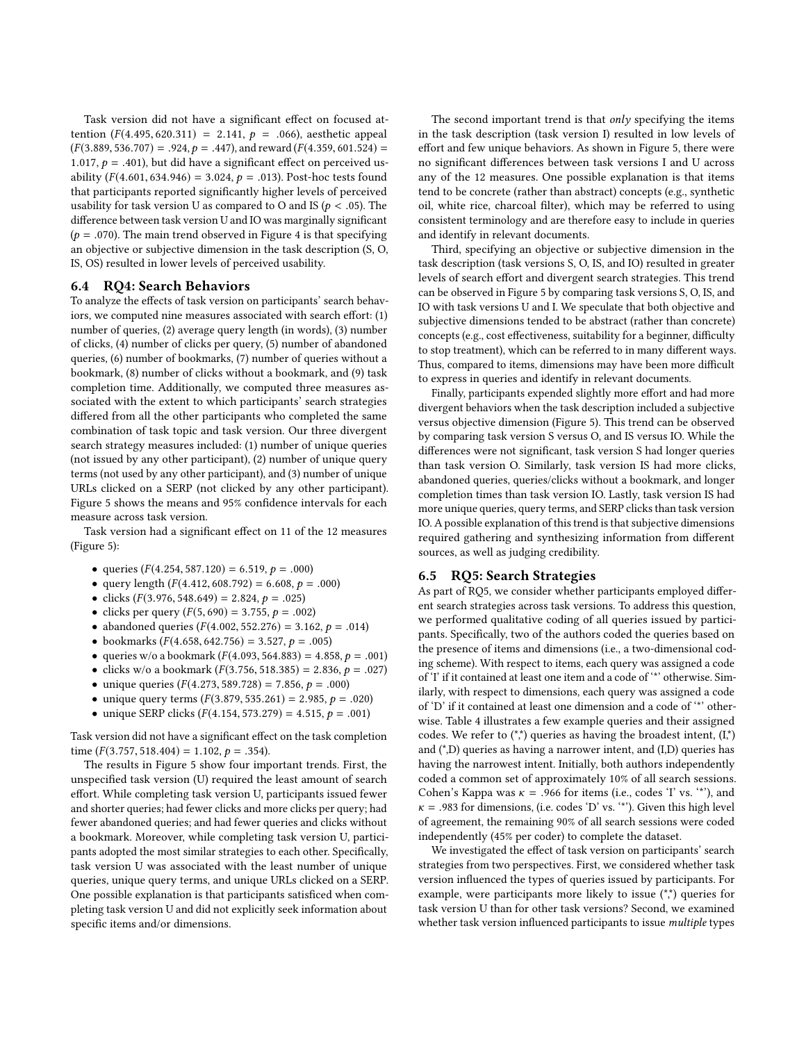Task version did not have a significant effect on focused attention ($F(4.495, 620.311) = 2.141$, $p = .066$), aesthetic appeal ($F(3.889, 536.707) = .924$, $p = .447$), and reward ($F(4.359, 601.524) = 1.017$, $p = .401$), but did have a significant effect on perceived usability ($F(4.601, 634.946) = 3.024$, $p = .013$). Post-hoc tests found that participants reported significantly higher levels of perceived usability for task version U as compared to O and IS ($p < .05$). The difference between task version U and IO was marginally significant ($p = .070$). The main trend observed in Figure 4 is that specifying an objective or subjective dimension in the task description (S, O, IS, OS) resulted in lower levels of perceived usability.

## 6.4 RQ4: Search Behaviors

To analyze the effects of task version on participants' search behaviors, we computed nine measures associated with search effort: (1) number of queries, (2) average query length (in words), (3) number of clicks, (4) number of clicks per query, (5) number of abandoned queries, (6) number of bookmarks, (7) number of queries without a bookmark, (8) number of clicks without a bookmark, and (9) task completion time. Additionally, we computed three measures associated with the extent to which participants' search strategies differed from all the other participants who completed the same combination of task topic and task version. Our three divergent search strategy measures included: (1) number of unique queries (not issued by any other participant), (2) number of unique query terms (not used by any other participant), and (3) number of unique URLs clicked on a SERP (not clicked by any other participant). Figure 5 shows the means and 95% confidence intervals for each measure across task version.

Task version had a significant effect on 11 of the 12 measures (Figure 5):

- queries ($F(4.254, 587.120) = 6.519$, $p = .000$)
- query length ($F(4.412, 608.792) = 6.608$, $p = .000$)
- clicks ($F(3.976, 548.649) = 2.824$, $p = .025$)
- clicks per query ($F(5, 690) = 3.755$, $p = .002$)
- abandoned queries ($F(4.002, 552.276) = 3.162$, $p = .014$)
- bookmarks ($F(4.658, 642.756) = 3.527$, $p = .005$)
- queries w/o a bookmark ($F(4.093, 564.883) = 4.858$, $p = .001$)
- clicks w/o a bookmark ($F(3.756, 518.385) = 2.836$, $p = .027$)
- unique queries ($F(4.273, 589.728) = 7.856$, $p = .000$)
- unique query terms ($F(3.879, 535.261) = 2.985$, $p = .020$)
- unique SERP clicks ($F(4.154, 573.279) = 4.515$, $p = .001$)

Task version did not have a significant effect on the task completion time ($F(3.757, 518.404) = 1.102$, $p = .354$).

The results in Figure 5 show four important trends. First, the unspecified task version (U) required the least amount of search effort. While completing task version U, participants issued fewer and shorter queries; had fewer clicks and more clicks per query; had fewer abandoned queries; and had fewer queries and clicks without a bookmark. Moreover, while completing task version U, participants adopted the most similar strategies to each other. Specifically, task version U was associated with the least number of unique queries, unique query terms, and unique URLs clicked on a SERP. One possible explanation is that participants satisficed when completing task version U and did not explicitly seek information about specific items and/or dimensions.

The second important trend is that *only* specifying the items in the task description (task version I) resulted in low levels of effort and few unique behaviors. As shown in Figure 5, there were no significant differences between task versions I and U across any of the 12 measures. One possible explanation is that items tend to be concrete (rather than abstract) concepts (e.g., synthetic oil, white rice, charcoal filter), which may be referred to using consistent terminology and are therefore easy to include in queries and identify in relevant documents.

Third, specifying an objective or subjective dimension in the task description (task versions S, O, IS, and IO) resulted in greater levels of search effort and divergent search strategies. This trend can be observed in Figure 5 by comparing task versions S, O, IS, and IO with task versions U and I. We speculate that both objective and subjective dimensions tended to be abstract (rather than concrete) concepts (e.g., cost effectiveness, suitability for a beginner, difficulty to stop treatment), which can be referred to in many different ways. Thus, compared to items, dimensions may have been more difficult to express in queries and identify in relevant documents.

Finally, participants expended slightly more effort and had more divergent behaviors when the task description included a subjective versus objective dimension (Figure 5). This trend can be observed by comparing task version S versus O, and IS versus IO. While the differences were not significant, task version S had longer queries than task version O. Similarly, task version IS had more clicks, abandoned queries, queries/clicks without a bookmark, and longer completion times than task version IO. Lastly, task version IS had more unique queries, query terms, and SERP clicks than task version IO. A possible explanation of this trend is that subjective dimensions required gathering and synthesizing information from different sources, as well as judging credibility.

## 6.5 RQ5: Search Strategies

As part of RQ5, we consider whether participants employed different search strategies across task versions. To address this question, we performed qualitative coding of all queries issued by participants. Specifically, two of the authors coded the queries based on the presence of items and dimensions (i.e., a two-dimensional coding scheme). With respect to items, each query was assigned a code of 'I' if it contained at least one item and a code of '*' otherwise. Similarly, with respect to dimensions, each query was assigned a code of 'D' if it contained at least one dimension and a code of '*' otherwise. Table 4 illustrates a few example queries and their assigned codes. We refer to (*,*) queries as having the broadest intent, (I,*) and (*,D) queries as having a narrower intent, and (I,D) queries has having the narrowest intent. Initially, both authors independently coded a common set of approximately 10% of all search sessions. Cohen's Kappa was $\kappa = .966$ for items (i.e., codes 'I' vs. '*'), and $\kappa = .983$ for dimensions, (i.e. codes 'D' vs. '*'). Given this high level of agreement, the remaining 90% of all search sessions were coded independently (45% per coder) to complete the dataset.

We investigated the effect of task version on participants' search strategies from two perspectives. First, we considered whether task version influenced the types of queries issued by participants. For example, were participants more likely to issue (*,*) queries for task version U than for other task versions? Second, we examined whether task version influenced participants to issue *multiple* types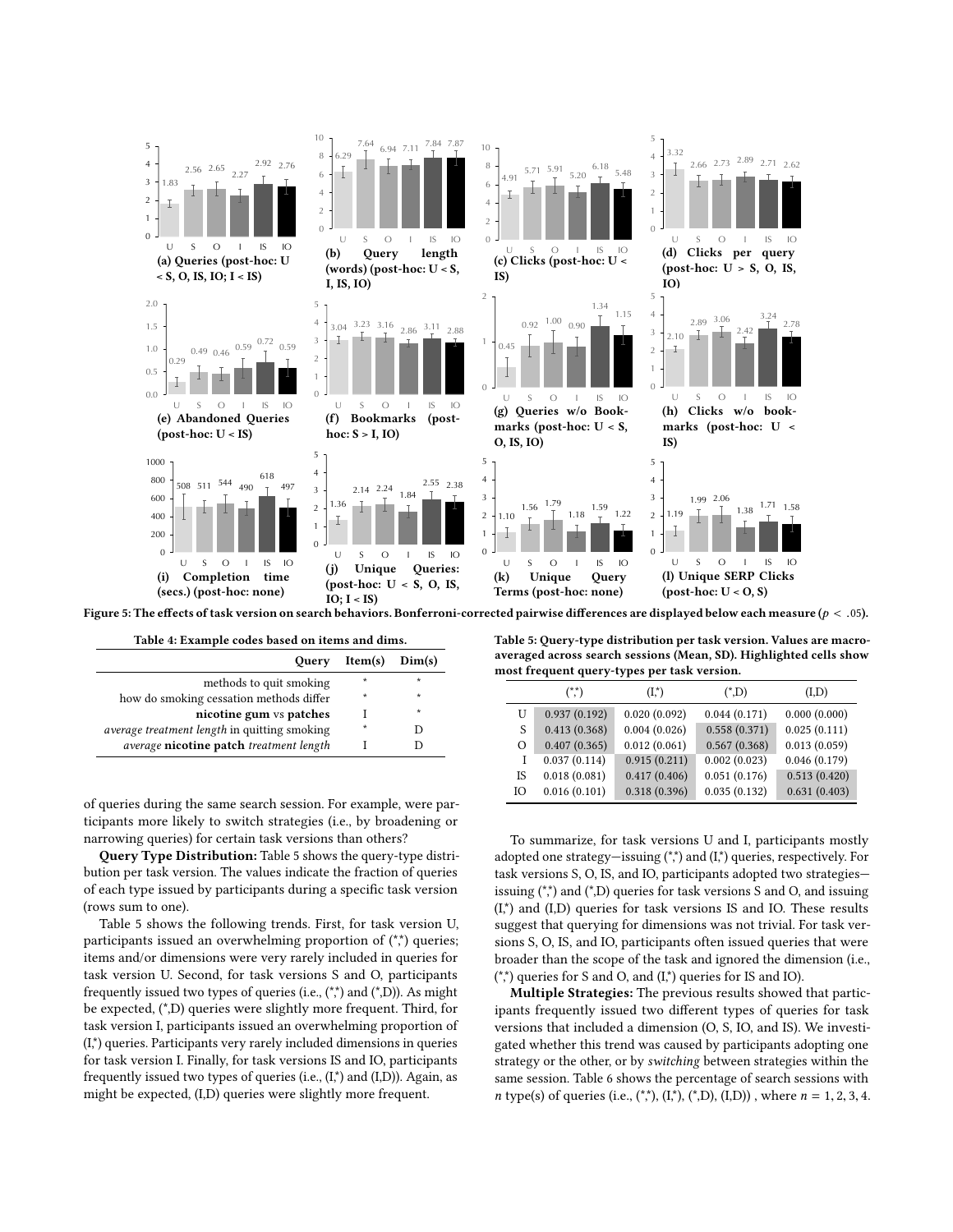Figure 5: The effects of task version on search behaviors. Bonferroni-corrected pairwise differences are displayed below each measure ($p < .05$).

(a) Queries (post-hoc: U < S, O, IS, IO; I < IS)

(b) Query length (words) (post-hoc: U < S, I, IS, IO)

(c) Clicks (post-hoc: U < IS)

(d) Clicks per query (post-hoc: U > S, O, IS, IO)

(e) Abandoned Queries (post-hoc: U < IS)

(f) Bookmarks (post-hoc: S > I, IO)

(g) Queries w/o Bookmarks (post-hoc: U < S, O, IS, IO)

(h) Clicks w/o bookmarks (post-hoc: U < IS)

(i) Completion time (secs.) (post-hoc: none)

(j) Unique Queries: (post-hoc: U < S, O, IS, IO; I < IS)

(k) Unique Query Terms (post-hoc: none)

(l) Unique SERP Clicks (post-hoc: U < O, S)

**Table 4: Example codes based on items and dims.**

| Query | Item(s) | Dim(s) |
|---|---|---|
| methods to quit smoking | * | * |
| how do smoking cessation methods differ | * | * |
| **nicotine gum** vs **patches** | I | * |
| *average treatment length* in quitting smoking | * | D |
| *average* **nicotine patch** *treatment length* | I | D |

of queries during the same search session. For example, were participants more likely to switch strategies (i.e., by broadening or narrowing queries) for certain task versions than others?

**Query Type Distribution:** Table 5 shows the query-type distribution per task version. The values indicate the fraction of queries of each type issued by participants during a specific task version (rows sum to one).

Table 5 shows the following trends. First, for task version U, participants issued an overwhelming proportion of (*,*) queries; items and/or dimensions were very rarely included in queries for task version U. Second, for task versions S and O, participants frequently issued two types of queries (i.e., (*,*) and (*,D)). As might be expected, (*,D) queries were slightly more frequent. Third, for task version I, participants issued an overwhelming proportion of (I,*) queries. Participants very rarely included dimensions in queries for task version I. Finally, for task versions IS and IO, participants frequently issued two types of queries (i.e., (I,*) and (I,D)). Again, as might be expected, (I,D) queries were slightly more frequent.

**Table 5: Query-type distribution per task version. Values are macro-averaged across search sessions (Mean, SD). Highlighted cells show most frequent query-types per task version.**

| | (*,*) | (I,*) | (*,D) | (I,D) |
|---|---|---|---|---|
| U | 0.937 (0.192) | 0.020 (0.092) | 0.044 (0.171) | 0.000 (0.000) |
| S | 0.413 (0.368) | 0.004 (0.026) | 0.558 (0.371) | 0.025 (0.111) |
| O | 0.407 (0.365) | 0.012 (0.061) | 0.567 (0.368) | 0.013 (0.059) |
| I | 0.037 (0.114) | 0.915 (0.211) | 0.002 (0.023) | 0.046 (0.179) |
| IS | 0.018 (0.081) | 0.417 (0.406) | 0.051 (0.176) | 0.513 (0.420) |
| IO | 0.016 (0.101) | 0.318 (0.396) | 0.035 (0.132) | 0.631 (0.403) |

To summarize, for task versions U and I, participants mostly adopted one strategy—issuing (*,*) and (I,*) queries, respectively. For task versions S, O, IS, and IO, participants adopted two strategies—issuing (*,*) and (*,D) queries for task versions S and O, and issuing (I,*) and (I,D) queries for task versions IS and IO. These results suggest that querying for dimensions was not trivial. For task versions S, O, IS, and IO, participants often issued queries that were broader than the scope of the task and ignored the dimension (i.e., (*,*) queries for S and O, and (I,*) queries for IS and IO).

**Multiple Strategies:** The previous results showed that participants frequently issued two different types of queries for task versions that included a dimension (O, S, IO, and IS). We investigated whether this trend was caused by participants adopting one strategy or the other, or by *switching* between strategies within the same session. Table 6 shows the percentage of search sessions with $n$ type(s) of queries (i.e., (*,*), (I,*), (*,D), (I,D)) , where $n = 1, 2, 3, 4$.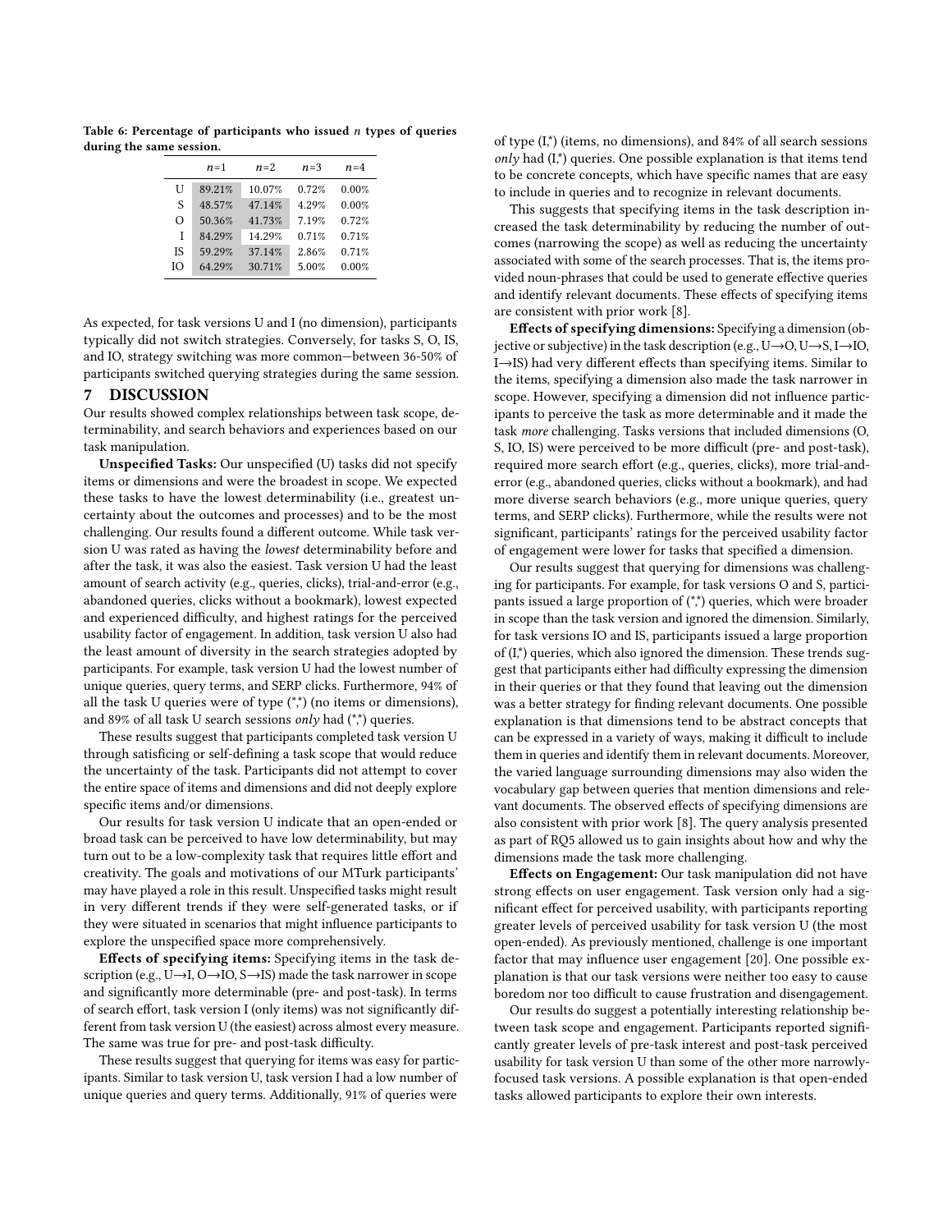Table 6: Percentage of participants who issued $n$ types of queries during the same session.

| | $n$=1 | $n$=2 | $n$=3 | $n$=4 |
|---|---|---|---|---|
| U | 89.21% | 10.07% | 0.72% | 0.00% |
| S | 48.57% | 47.14% | 4.29% | 0.00% |
| O | 50.36% | 41.73% | 7.19% | 0.72% |
| I | 84.29% | 14.29% | 0.71% | 0.71% |
| IS | 59.29% | 37.14% | 2.86% | 0.71% |
| IO | 64.29% | 30.71% | 5.00% | 0.00% |

As expected, for task versions U and I (no dimension), participants typically did not switch strategies. Conversely, for tasks S, O, IS, and IO, strategy switching was more common—between 36-50% of participants switched querying strategies during the same session.

## 7 DISCUSSION

Our results showed complex relationships between task scope, determinability, and search behaviors and experiences based on our task manipulation.

**Unspecified Tasks:** Our unspecified (U) tasks did not specify items or dimensions and were the broadest in scope. We expected these tasks to have the lowest determinability (i.e., greatest uncertainty about the outcomes and processes) and to be the most challenging. Our results found a different outcome. While task version U was rated as having the *lowest* determinability before and after the task, it was also the easiest. Task version U had the least amount of search activity (e.g., queries, clicks), trial-and-error (e.g., abandoned queries, clicks without a bookmark), lowest expected and experienced difficulty, and highest ratings for the perceived usability factor of engagement. In addition, task version U also had the least amount of diversity in the search strategies adopted by participants. For example, task version U had the lowest number of unique queries, query terms, and SERP clicks. Furthermore, 94% of all the task U queries were of type (*,*) (no items or dimensions), and 89% of all task U search sessions *only* had (*,*) queries.

These results suggest that participants completed task version U through satisficing or self-defining a task scope that would reduce the uncertainty of the task. Participants did not attempt to cover the entire space of items and dimensions and did not deeply explore specific items and/or dimensions.

Our results for task version U indicate that an open-ended or broad task can be perceived to have low determinability, but may turn out to be a low-complexity task that requires little effort and creativity. The goals and motivations of our MTurk participants' may have played a role in this result. Unspecified tasks might result in very different trends if they were self-generated tasks, or if they were situated in scenarios that might influence participants to explore the unspecified space more comprehensively.

**Effects of specifying items:** Specifying items in the task description (e.g., U→I, O→IO, S→IS) made the task narrower in scope and significantly more determinable (pre- and post-task). In terms of search effort, task version I (only items) was not significantly different from task version U (the easiest) across almost every measure. The same was true for pre- and post-task difficulty.

These results suggest that querying for items was easy for participants. Similar to task version U, task version I had a low number of unique queries and query terms. Additionally, 91% of queries were of type (I,*) (items, no dimensions), and 84% of all search sessions *only* had (I,*) queries. One possible explanation is that items tend to be concrete concepts, which have specific names that are easy to include in queries and to recognize in relevant documents.

This suggests that specifying items in the task description increased the task determinability by reducing the number of outcomes (narrowing the scope) as well as reducing the uncertainty associated with some of the search processes. That is, the items provided noun-phrases that could be used to generate effective queries and identify relevant documents. These effects of specifying items are consistent with prior work [8].

**Effects of specifying dimensions:** Specifying a dimension (objective or subjective) in the task description (e.g., U→O, U→S, I→IO, I→IS) had very different effects than specifying items. Similar to the items, specifying a dimension also made the task narrower in scope. However, specifying a dimension did not influence participants to perceive the task as more determinable and it made the task *more* challenging. Tasks versions that included dimensions (O, S, IO, IS) were perceived to be more difficult (pre- and post-task), required more search effort (e.g., queries, clicks), more trial-and-error (e.g., abandoned queries, clicks without a bookmark), and had more diverse search behaviors (e.g., more unique queries, query terms, and SERP clicks). Furthermore, while the results were not significant, participants' ratings for the perceived usability factor of engagement were lower for tasks that specified a dimension.

Our results suggest that querying for dimensions was challenging for participants. For example, for task versions O and S, participants issued a large proportion of (*,*) queries, which were broader in scope than the task version and ignored the dimension. Similarly, for task versions IO and IS, participants issued a large proportion of (I,*) queries, which also ignored the dimension. These trends suggest that participants either had difficulty expressing the dimension in their queries or that they found that leaving out the dimension was a better strategy for finding relevant documents. One possible explanation is that dimensions tend to be abstract concepts that can be expressed in a variety of ways, making it difficult to include them in queries and identify them in relevant documents. Moreover, the varied language surrounding dimensions may also widen the vocabulary gap between queries that mention dimensions and relevant documents. The observed effects of specifying dimensions are also consistent with prior work [8]. The query analysis presented as part of RQ5 allowed us to gain insights about how and why the dimensions made the task more challenging.

**Effects on Engagement:** Our task manipulation did not have strong effects on user engagement. Task version only had a significant effect for perceived usability, with participants reporting greater levels of perceived usability for task version U (the most open-ended). As previously mentioned, challenge is one important factor that may influence user engagement [20]. One possible explanation is that our task versions were neither too easy to cause boredom nor too difficult to cause frustration and disengagement.

Our results do suggest a potentially interesting relationship between task scope and engagement. Participants reported significantly greater levels of pre-task interest and post-task perceived usability for task version U than some of the other more narrowly-focused task versions. A possible explanation is that open-ended tasks allowed participants to explore their own interests.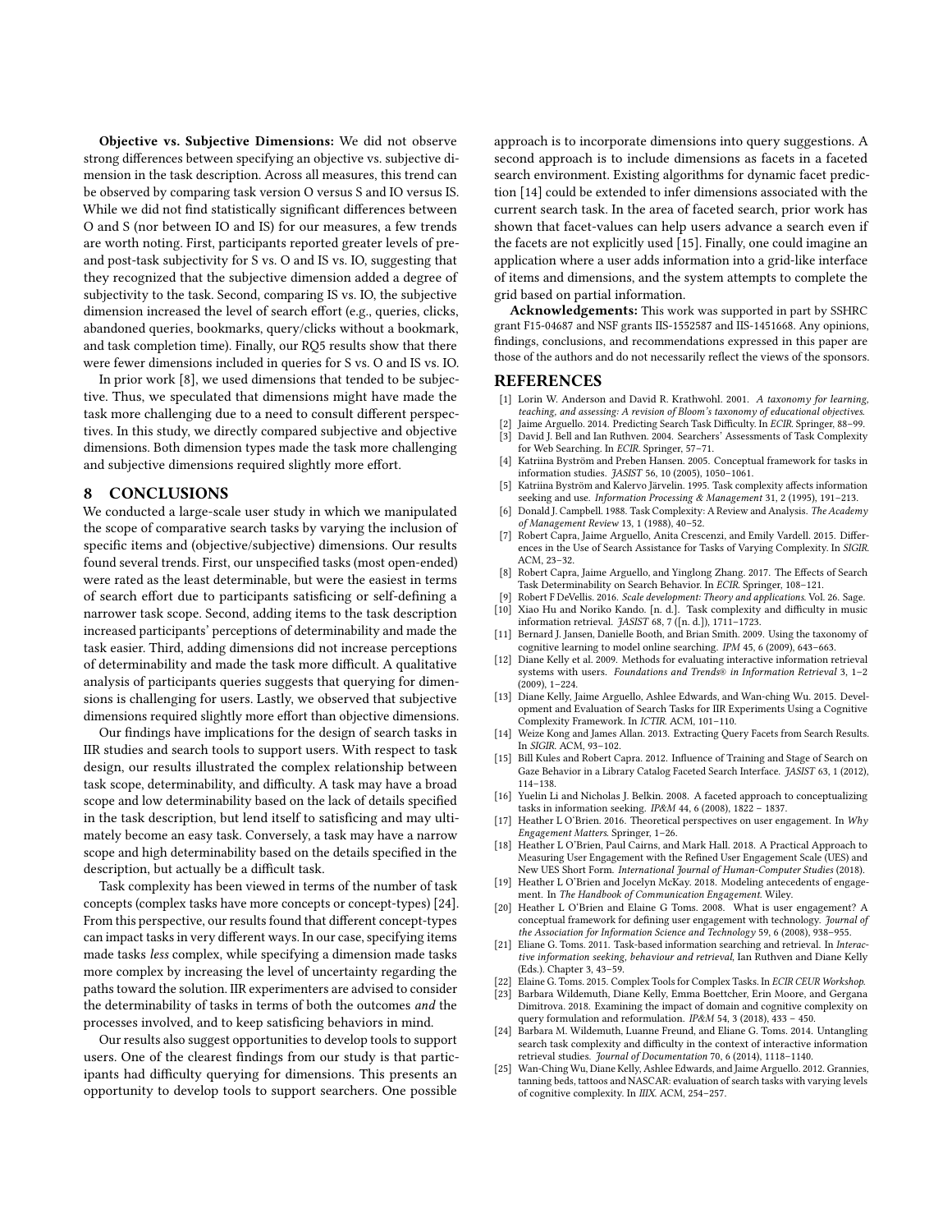**Objective vs. Subjective Dimensions:** We did not observe strong differences between specifying an objective vs. subjective dimension in the task description. Across all measures, this trend can be observed by comparing task version O versus S and IO versus IS. While we did not find statistically significant differences between O and S (nor between IO and IS) for our measures, a few trends are worth noting. First, participants reported greater levels of pre- and post-task subjectivity for S vs. O and IS vs. IO, suggesting that they recognized that the subjective dimension added a degree of subjectivity to the task. Second, comparing IS vs. IO, the subjective dimension increased the level of search effort (e.g., queries, clicks, abandoned queries, bookmarks, query/clicks without a bookmark, and task completion time). Finally, our RQ5 results show that there were fewer dimensions included in queries for S vs. O and IS vs. IO.

In prior work [8], we used dimensions that tended to be subjective. Thus, we speculated that dimensions might have made the task more challenging due to a need to consult different perspectives. In this study, we directly compared subjective and objective dimensions. Both dimension types made the task more challenging and subjective dimensions required slightly more effort.

## 8 CONCLUSIONS

We conducted a large-scale user study in which we manipulated the scope of comparative search tasks by varying the inclusion of specific items and (objective/subjective) dimensions. Our results found several trends. First, our unspecified tasks (most open-ended) were rated as the least determinable, but were the easiest in terms of search effort due to participants satisficing or self-defining a narrower task scope. Second, adding items to the task description increased participants' perceptions of determinability and made the task easier. Third, adding dimensions did not increase perceptions of determinability and made the task more difficult. A qualitative analysis of participants queries suggests that querying for dimensions is challenging for users. Lastly, we observed that subjective dimensions required slightly more effort than objective dimensions.

Our findings have implications for the design of search tasks in IIR studies and search tools to support users. With respect to task design, our results illustrated the complex relationship between task scope, determinability, and difficulty. A task may have a broad scope and low determinability based on the lack of details specified in the task description, but lend itself to satisficing and may ultimately become an easy task. Conversely, a task may have a narrow scope and high determinability based on the details specified in the description, but actually be a difficult task.

Task complexity has been viewed in terms of the number of task concepts (complex tasks have more concepts or concept-types) [24]. From this perspective, our results found that different concept-types can impact tasks in very different ways. In our case, specifying items made tasks *less* complex, while specifying a dimension made tasks more complex by increasing the level of uncertainty regarding the paths toward the solution. IIR experimenters are advised to consider the determinability of tasks in terms of both the outcomes *and* the processes involved, and to keep satisficing behaviors in mind.

Our results also suggest opportunities to develop tools to support users. One of the clearest findings from our study is that participants had difficulty querying for dimensions. This presents an opportunity to develop tools to support searchers. One possible approach is to incorporate dimensions into query suggestions. A second approach is to include dimensions as facets in a faceted search environment. Existing algorithms for dynamic facet prediction [14] could be extended to infer dimensions associated with the current search task. In the area of faceted search, prior work has shown that facet-values can help users advance a search even if the facets are not explicitly used [15]. Finally, one could imagine an application where a user adds information into a grid-like interface of items and dimensions, and the system attempts to complete the grid based on partial information.

**Acknowledgements:** This work was supported in part by SSHRC grant F15-04687 and NSF grants IIS-1552587 and IIS-1451668. Any opinions, findings, conclusions, and recommendations expressed in this paper are those of the authors and do not necessarily reflect the views of the sponsors.

## REFERENCES

[1] Lorin W. Anderson and David R. Krathwohl. 2001. *A taxonomy for learning, teaching, and assessing: A revision of Bloom's taxonomy of educational objectives.*

[2] Jaime Arguello. 2014. Predicting Search Task Difficulty. In *ECIR*. Springer, 88–99.

[3] David J. Bell and Ian Ruthven. 2004. Searchers' Assessments of Task Complexity for Web Searching. In *ECIR*. Springer, 57–71.

[4] Katriina Byström and Preben Hansen. 2005. Conceptual framework for tasks in information studies. *JASIST* 56, 10 (2005), 1050–1061.

[5] Katriina Byström and Kalervo Järvelin. 1995. Task complexity affects information seeking and use. *Information Processing & Management* 31, 2 (1995), 191–213.

[6] Donald J. Campbell. 1988. Task Complexity: A Review and Analysis. *The Academy of Management Review* 13, 1 (1988), 40–52.

[7] Robert Capra, Jaime Arguello, Anita Crescenzi, and Emily Vardell. 2015. Differences in the Use of Search Assistance for Tasks of Varying Complexity. In *SIGIR*. ACM, 23–32.

[8] Robert Capra, Jaime Arguello, and Yinglong Zhang. 2017. The Effects of Search Task Determinability on Search Behavior. In *ECIR*. Springer, 108–121.

[9] Robert F DeVellis. 2016. *Scale development: Theory and applications*. Vol. 26. Sage.

[10] Xiao Hu and Noriko Kando. [n. d.]. Task complexity and difficulty in music information retrieval. *JASIST* 68, 7 ([n. d.]), 1711–1723.

[11] Bernard J. Jansen, Danielle Booth, and Brian Smith. 2009. Using the taxonomy of cognitive learning to model online searching. *IPM* 45, 6 (2009), 643–663.

[12] Diane Kelly et al. 2009. Methods for evaluating interactive information retrieval systems with users. *Foundations and Trends® in Information Retrieval* 3, 1–2 (2009), 1–224.

[13] Diane Kelly, Jaime Arguello, Ashlee Edwards, and Wan-ching Wu. 2015. Development and Evaluation of Search Tasks for IIR Experiments Using a Cognitive Complexity Framework. In *ICTIR*. ACM, 101–110.

[14] Weize Kong and James Allan. 2013. Extracting Query Facets from Search Results. In *SIGIR*. ACM, 93–102.

[15] Bill Kules and Robert Capra. 2012. Influence of Training and Stage of Search on Gaze Behavior in a Library Catalog Faceted Search Interface. *JASIST* 63, 1 (2012), 114–138.

[16] Yuelin Li and Nicholas J. Belkin. 2008. A faceted approach to conceptualizing tasks in information seeking. *IP&M* 44, 6 (2008), 1822 – 1837.

[17] Heather L O'Brien. 2016. Theoretical perspectives on user engagement. In *Why Engagement Matters*. Springer, 1–26.

[18] Heather L O'Brien, Paul Cairns, and Mark Hall. 2018. A Practical Approach to Measuring User Engagement with the Refined User Engagement Scale (UES) and New UES Short Form. *International Journal of Human-Computer Studies* (2018).

[19] Heather L O'Brien and Jocelyn McKay. 2018. Modeling antecedents of engagement. In *The Handbook of Communication Engagement*. Wiley.

[20] Heather L O'Brien and Elaine G Toms. 2008. What is user engagement? A conceptual framework for defining user engagement with technology. *Journal of the Association for Information Science and Technology* 59, 6 (2008), 938–955.

[21] Eliane G. Toms. 2011. Task-based information searching and retrieval. In *Interactive information seeking, behaviour and retrieval*, Ian Ruthven and Diane Kelly (Eds.). Chapter 3, 43–59.

[22] Elaine G. Toms. 2015. Complex Tools for Complex Tasks. In *ECIR CEUR Workshop*.

[23] Barbara Wildemuth, Diane Kelly, Emma Boettcher, Erin Moore, and Gergana Dimitrova. 2018. Examining the impact of domain and cognitive complexity on query formulation and reformulation. *IP&M* 54, 3 (2018), 433 – 450.

[24] Barbara M. Wildemuth, Luanne Freund, and Eliane G. Toms. 2014. Untangling search task complexity and difficulty in the context of interactive information retrieval studies. *Journal of Documentation* 70, 6 (2014), 1118–1140.

[25] Wan-Ching Wu, Diane Kelly, Ashlee Edwards, and Jaime Arguello. 2012. Grannies, tanning beds, tattoos and NASCAR: evaluation of search tasks with varying levels of cognitive complexity. In *IIIX*. ACM, 254–257.